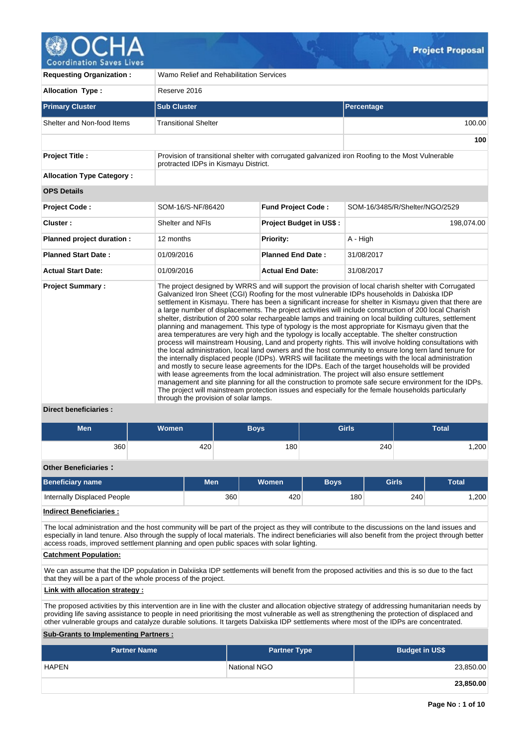# OCHA Project Proposal

| | |
|---|---|
| **Requesting Organization :** | Wamo Relief and Rehabilitation Services |
| **Allocation Type :** | Reserve 2016 |

| Primary Cluster | Sub Cluster | Percentage |
|---|---|---|
| Shelter and Non-food Items | Transitional Shelter | 100.00 |
| | | **100** |

| | |
|---|---|
| **Project Title :** | Provision of transitional shelter with corrugated galvanized iron Roofing to the Most Vulnerable protracted IDPs in Kismayu District. |
| **Allocation Type Category :** | |

**OPS Details**

| | | | |
|---|---|---|---|
| **Project Code :** | SOM-16/S-NF/86420 | **Fund Project Code :** | SOM-16/3485/R/Shelter/NGO/2529 |
| **Cluster :** | Shelter and NFIs | **Project Budget in US$ :** | 198,074.00 |
| **Planned project duration :** | 12 months | **Priority:** | A - High |
| **Planned Start Date :** | 01/09/2016 | **Planned End Date :** | 31/08/2017 |
| **Actual Start Date:** | 01/09/2016 | **Actual End Date:** | 31/08/2017 |

**Project Summary :**

The project designed by WRRS and will support the provision of local charish shelter with Corrugated Galvanized Iron Sheet (CGI) Roofing for the most vulnerable IDPs households in Dalxiska IDP settlement in Kismayu. There has been a significant increase for shelter in Kismayu given that there are a large number of displacements. The project activities will include construction of 200 local Charish shelter, distribution of 200 solar rechargeable lamps and training on local building cultures, settlement planning and management. This type of typology is the most appropriate for Kismayu given that the area temperatures are very high and the typology is locally acceptable. The shelter construction process will mainstream Housing, Land and property rights. This will involve holding consultations with the local administration, local land owners and the host community to ensure long tern land tenure for the internally displaced people (IDPs). WRRS will facilitate the meetings with the local administration and mostly to secure lease agreements for the IDPs. Each of the target households will be provided with lease agreements from the local administration. The project will also ensure settlement management and site planning for all the construction to promote safe secure environment for the IDPs. The project will mainstream protection issues and especially for the female households particularly through the provision of solar lamps.

**Direct beneficiaries :**

| Men | Women | Boys | Girls | Total |
|---|---|---|---|---|
| 360 | 420 | 180 | 240 | 1,200 |

**Other Beneficiaries :**

| Beneficiary name | Men | Women | Boys | Girls | Total |
|---|---|---|---|---|---|
| Internally Displaced People | 360 | 420 | 180 | 240 | 1,200 |

**Indirect Beneficiaries :**

The local administration and the host community will be part of the project as they will contribute to the discussions on the land issues and especially in land tenure. Also through the supply of local materials. The indirect beneficiaries will also benefit from the project through better access roads, improved settlement planning and open public spaces with solar lighting.

**Catchment Population:**

We can assume that the IDP population in Dalxiiska IDP settlements will benefit from the proposed activities and this is so due to the fact that they will be a part of the whole process of the project.

**Link with allocation strategy :**

The proposed activities by this intervention are in line with the cluster and allocation objective strategy of addressing humanitarian needs by providing life saving assistance to people in need prioritising the most vulnerable as well as strengthening the protection of displaced and other vulnerable groups and catalyze durable solutions. It targets Dalxiiska IDP settlements where most of the IDPs are concentrated.

**Sub-Grants to Implementing Partners :**

| Partner Name | Partner Type | Budget in US$ |
|---|---|---|
| HAPEN | National NGO | 23,850.00 |
| | | **23,850.00** |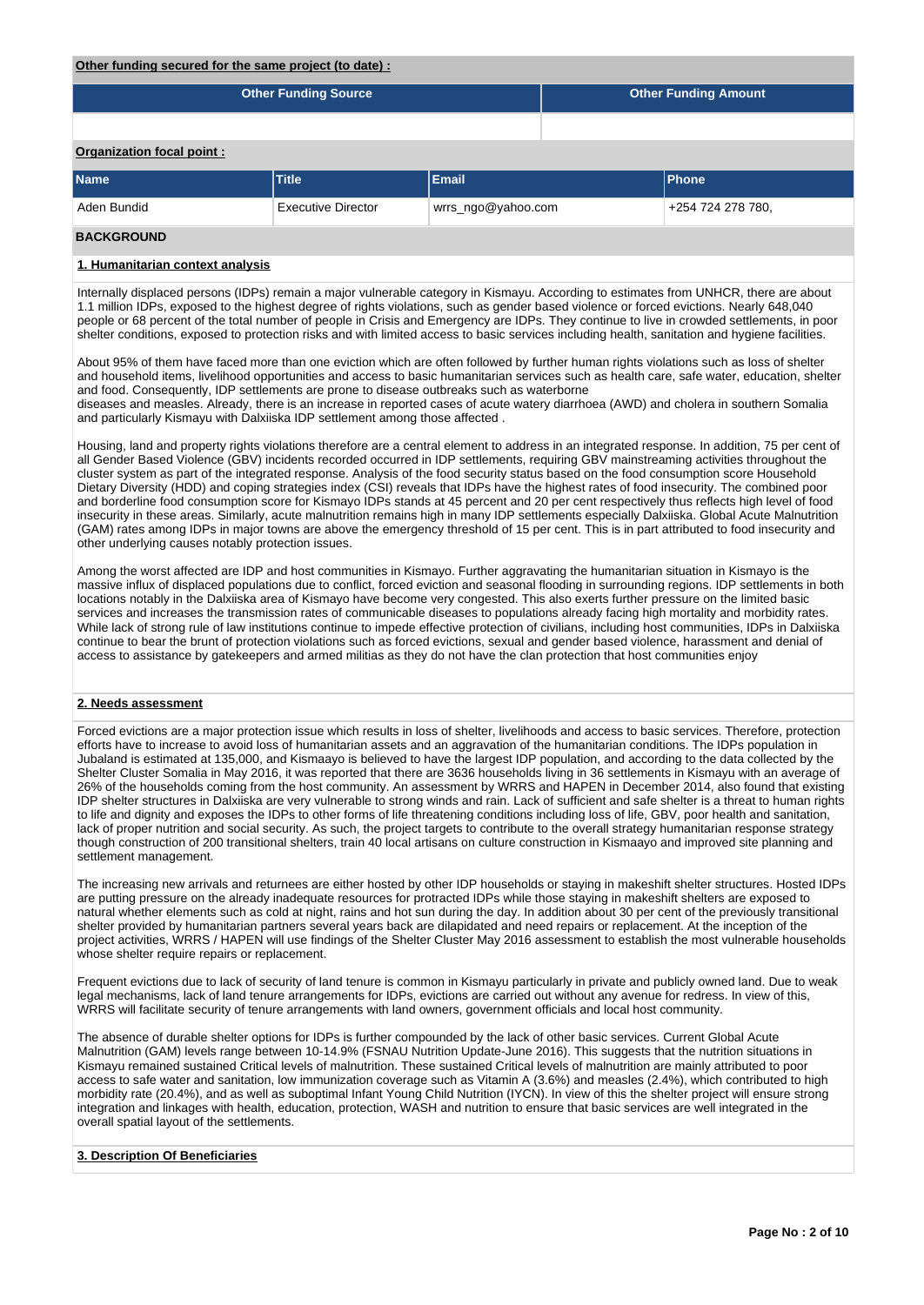**Other funding secured for the same project (to date) :**

| Other Funding Source | Other Funding Amount |
|---|---|
| | |

**Organization focal point :**

| Name | Title | Email | Phone |
|---|---|---|---|
| Aden Bundid | Executive Director | wrrs_ngo@yahoo.com | +254 724 278 780, |

## BACKGROUND

### 1. Humanitarian context analysis

Internally displaced persons (IDPs) remain a major vulnerable category in Kismayu. According to estimates from UNHCR, there are about 1.1 million IDPs, exposed to the highest degree of rights violations, such as gender based violence or forced evictions. Nearly 648,040 people or 68 percent of the total number of people in Crisis and Emergency are IDPs. They continue to live in crowded settlements, in poor shelter conditions, exposed to protection risks and with limited access to basic services including health, sanitation and hygiene facilities.

About 95% of them have faced more than one eviction which are often followed by further human rights violations such as loss of shelter and household items, livelihood opportunities and access to basic humanitarian services such as health care, safe water, education, shelter and food. Consequently, IDP settlements are prone to disease outbreaks such as waterborne
diseases and measles. Already, there is an increase in reported cases of acute watery diarrhoea (AWD) and cholera in southern Somalia and particularly Kismayu with Dalxiiska IDP settlement among those affected .

Housing, land and property rights violations therefore are a central element to address in an integrated response. In addition, 75 per cent of all Gender Based Violence (GBV) incidents recorded occurred in IDP settlements, requiring GBV mainstreaming activities throughout the cluster system as part of the integrated response. Analysis of the food security status based on the food consumption score Household Dietary Diversity (HDD) and coping strategies index (CSI) reveals that IDPs have the highest rates of food insecurity. The combined poor and borderline food consumption score for Kismayo IDPs stands at 45 percent and 20 per cent respectively thus reflects high level of food insecurity in these areas. Similarly, acute malnutrition remains high in many IDP settlements especially Dalxiiska. Global Acute Malnutrition (GAM) rates among IDPs in major towns are above the emergency threshold of 15 per cent. This is in part attributed to food insecurity and other underlying causes notably protection issues.

Among the worst affected are IDP and host communities in Kismayo. Further aggravating the humanitarian situation in Kismayo is the massive influx of displaced populations due to conflict, forced eviction and seasonal flooding in surrounding regions. IDP settlements in both locations notably in the Dalxiiska area of Kismayo have become very congested. This also exerts further pressure on the limited basic services and increases the transmission rates of communicable diseases to populations already facing high mortality and morbidity rates. While lack of strong rule of law institutions continue to impede effective protection of civilians, including host communities, IDPs in Dalxiiska continue to bear the brunt of protection violations such as forced evictions, sexual and gender based violence, harassment and denial of access to assistance by gatekeepers and armed militias as they do not have the clan protection that host communities enjoy

### 2. Needs assessment

Forced evictions are a major protection issue which results in loss of shelter, livelihoods and access to basic services. Therefore, protection efforts have to increase to avoid loss of humanitarian assets and an aggravation of the humanitarian conditions. The IDPs population in Jubaland is estimated at 135,000, and Kismaayo is believed to have the largest IDP population, and according to the data collected by the Shelter Cluster Somalia in May 2016, it was reported that there are 3636 households living in 36 settlements in Kismayu with an average of 26% of the households coming from the host community. An assessment by WRRS and HAPEN in December 2014, also found that existing IDP shelter structures in Dalxiiska are very vulnerable to strong winds and rain. Lack of sufficient and safe shelter is a threat to human rights to life and dignity and exposes the IDPs to other forms of life threatening conditions including loss of life, GBV, poor health and sanitation, lack of proper nutrition and social security. As such, the project targets to contribute to the overall strategy humanitarian response strategy though construction of 200 transitional shelters, train 40 local artisans on culture construction in Kismaayo and improved site planning and settlement management.

The increasing new arrivals and returnees are either hosted by other IDP households or staying in makeshift shelter structures. Hosted IDPs are putting pressure on the already inadequate resources for protracted IDPs while those staying in makeshift shelters are exposed to natural whether elements such as cold at night, rains and hot sun during the day. In addition about 30 per cent of the previously transitional shelter provided by humanitarian partners several years back are dilapidated and need repairs or replacement. At the inception of the project activities, WRRS / HAPEN will use findings of the Shelter Cluster May 2016 assessment to establish the most vulnerable households whose shelter require repairs or replacement.

Frequent evictions due to lack of security of land tenure is common in Kismayu particularly in private and publicly owned land. Due to weak legal mechanisms, lack of land tenure arrangements for IDPs, evictions are carried out without any avenue for redress. In view of this, WRRS will facilitate security of tenure arrangements with land owners, government officials and local host community.

The absence of durable shelter options for IDPs is further compounded by the lack of other basic services. Current Global Acute Malnutrition (GAM) levels range between 10-14.9% (FSNAU Nutrition Update-June 2016). This suggests that the nutrition situations in Kismayu remained sustained Critical levels of malnutrition. These sustained Critical levels of malnutrition are mainly attributed to poor access to safe water and sanitation, low immunization coverage such as Vitamin A (3.6%) and measles (2.4%), which contributed to high morbidity rate (20.4%), and as well as suboptimal Infant Young Child Nutrition (IYCN). In view of this the shelter project will ensure strong integration and linkages with health, education, protection, WASH and nutrition to ensure that basic services are well integrated in the overall spatial layout of the settlements.

### 3. Description Of Beneficiaries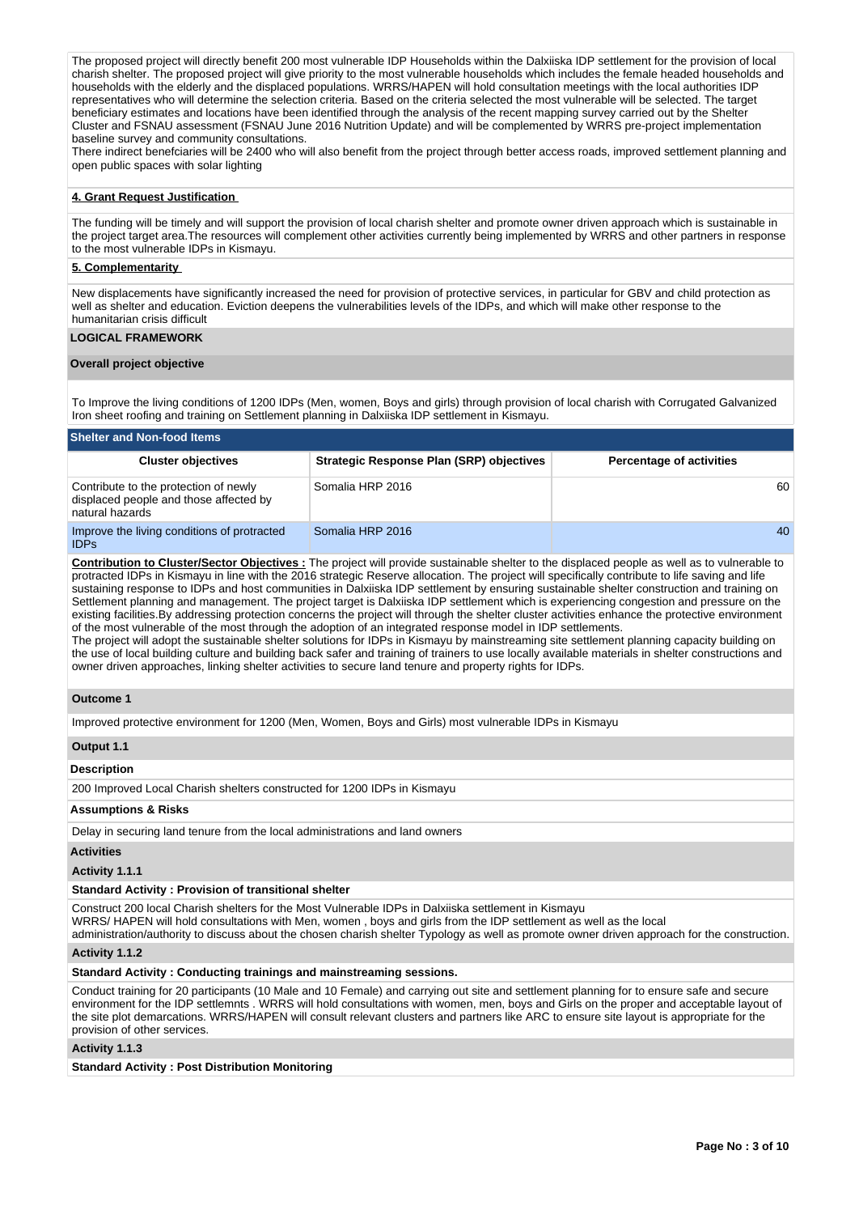The proposed project will directly benefit 200 most vulnerable IDP Households within the Dalxiiska IDP settlement for the provision of local charish shelter. The proposed project will give priority to the most vulnerable households which includes the female headed households and households with the elderly and the displaced populations. WRRS/HAPEN will hold consultation meetings with the local authorities IDP representatives who will determine the selection criteria. Based on the criteria selected the most vulnerable will be selected. The target beneficiary estimates and locations have been identified through the analysis of the recent mapping survey carried out by the Shelter Cluster and FSNAU assessment (FSNAU June 2016 Nutrition Update) and will be complemented by WRRS pre-project implementation baseline survey and community consultations.
There indirect benefciaries will be 2400 who will also benefit from the project through better access roads, improved settlement planning and open public spaces with solar lighting

**4. Grant Request Justification**

The funding will be timely and will support the provision of local charish shelter and promote owner driven approach which is sustainable in the project target area.The resources will complement other activities currently being implemented by WRRS and other partners in response to the most vulnerable IDPs in Kismayu.

**5. Complementarity**

New displacements have significantly increased the need for provision of protective services, in particular for GBV and child protection as well as shelter and education. Eviction deepens the vulnerabilities levels of the IDPs, and which will make other response to the humanitarian crisis difficult

**LOGICAL FRAMEWORK**

**Overall project objective**

To Improve the living conditions of 1200 IDPs (Men, women, Boys and girls) through provision of local charish with Corrugated Galvanized Iron sheet roofing and training on Settlement planning in Dalxiiska IDP settlement in Kismayu.

**Shelter and Non-food Items**

| Cluster objectives | Strategic Response Plan (SRP) objectives | Percentage of activities |
|---|---|---|
| Contribute to the protection of newly displaced people and those affected by natural hazards | Somalia HRP 2016 | 60 |
| Improve the living conditions of protracted IDPs | Somalia HRP 2016 | 40 |

**Contribution to Cluster/Sector Objectives :** The project will provide sustainable shelter to the displaced people as well as to vulnerable to protracted IDPs in Kismayu in line with the 2016 strategic Reserve allocation. The project will specifically contribute to life saving and life sustaining response to IDPs and host communities in Dalxiiska IDP settlement by ensuring sustainable shelter construction and training on Settlement planning and management. The project target is Dalxiiska IDP settlement which is experiencing congestion and pressure on the existing facilities.By addressing protection concerns the project will through the shelter cluster activities enhance the protective environment of the most vulnerable of the most through the adoption of an integrated response model in IDP settlements.
The project will adopt the sustainable shelter solutions for IDPs in Kismayu by mainstreaming site settlement planning capacity building on the use of local building culture and building back safer and training of trainers to use locally available materials in shelter constructions and owner driven approaches, linking shelter activities to secure land tenure and property rights for IDPs.

**Outcome 1**

Improved protective environment for 1200 (Men, Women, Boys and Girls) most vulnerable IDPs in Kismayu

**Output 1.1**

**Description**

200 Improved Local Charish shelters constructed for 1200 IDPs in Kismayu

**Assumptions & Risks**

Delay in securing land tenure from the local administrations and land owners

**Activities**

**Activity 1.1.1**

**Standard Activity : Provision of transitional shelter**

Construct 200 local Charish shelters for the Most Vulnerable IDPs in Dalxiiska settlement in Kismayu
WRRS/ HAPEN will hold consultations with Men, women , boys and girls from the IDP settlement as well as the local administration/authority to discuss about the chosen charish shelter Typology as well as promote owner driven approach for the construction.

**Activity 1.1.2**

**Standard Activity : Conducting trainings and mainstreaming sessions.**

Conduct training for 20 participants (10 Male and 10 Female) and carrying out site and settlement planning for to ensure safe and secure environment for the IDP settlemnts . WRRS will hold consultations with women, men, boys and Girls on the proper and acceptable layout of the site plot demarcations. WRRS/HAPEN will consult relevant clusters and partners like ARC to ensure site layout is appropriate for the provision of other services.

**Activity 1.1.3**

**Standard Activity : Post Distribution Monitoring**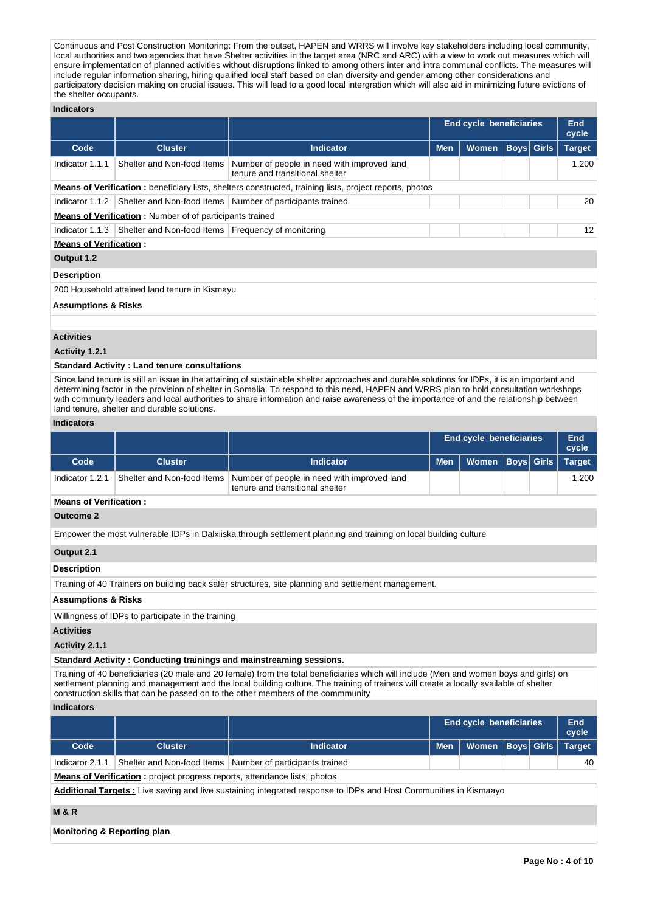Continuous and Post Construction Monitoring: From the outset, HAPEN and WRRS will involve key stakeholders including local community, local authorities and two agencies that have Shelter activities in the target area (NRC and ARC) with a view to work out measures which will ensure implementation of planned activities without disruptions linked to among others inter and intra communal conflicts. The measures will include regular information sharing, hiring qualified local staff based on clan diversity and gender among other considerations and participatory decision making on crucial issues. This will lead to a good local intergration which will also aid in minimizing future evictions of the shelter occupants.

**Indicators**

| | | | End cycle beneficiaries | | | | End cycle |
|---|---|---|---|---|---|---|---|
| **Code** | **Cluster** | **Indicator** | **Men** | **Women** | **Boys** | **Girls** | **Target** |
| Indicator 1.1.1 | Shelter and Non-food Items | Number of people in need with improved land tenure and transitional shelter | | | | | 1,200 |
| **Means of Verification :** beneficiary lists, shelters constructed, training lists, project reports, photos | | | | | | | |
| Indicator 1.1.2 | Shelter and Non-food Items | Number of participants trained | | | | | 20 |
| **Means of Verification :** Number of of participants trained | | | | | | | |
| Indicator 1.1.3 | Shelter and Non-food Items | Frequency of monitoring | | | | | 12 |
| **Means of Verification :** | | | | | | | |

**Output 1.2**

**Description**

200 Household attained land tenure in Kismayu

**Assumptions & Risks**

**Activities**

**Activity 1.2.1**

**Standard Activity : Land tenure consultations**

Since land tenure is still an issue in the attaining of sustainable shelter approaches and durable solutions for IDPs, it is an important and determining factor in the provision of shelter in Somalia. To respond to this need, HAPEN and WRRS plan to hold consultation workshops with community leaders and local authorities to share information and raise awareness of the importance of and the relationship between land tenure, shelter and durable solutions.

**Indicators**

| | | | End cycle beneficiaries | | | | End cycle |
|---|---|---|---|---|---|---|---|
| **Code** | **Cluster** | **Indicator** | **Men** | **Women** | **Boys** | **Girls** | **Target** |
| Indicator 1.2.1 | Shelter and Non-food Items | Number of people in need with improved land tenure and transitional shelter | | | | | 1,200 |
| **Means of Verification :** | | | | | | | |

**Outcome 2**

Empower the most vulnerable IDPs in Dalxiiska through settlement planning and training on local building culture

**Output 2.1**

**Description**

Training of 40 Trainers on building back safer structures, site planning and settlement management.

**Assumptions & Risks**

Willingness of IDPs to participate in the training

**Activities**

**Activity 2.1.1**

**Standard Activity : Conducting trainings and mainstreaming sessions.**

Training of 40 beneficiaries (20 male and 20 female) from the total beneficiaries which will include (Men and women boys and girls) on settlement planning and management and the local building culture. The training of trainers will create a locally available of shelter construction skills that can be passed on to the other members of the commmunity

**Indicators**

| | | | End cycle beneficiaries | | | | End cycle |
|---|---|---|---|---|---|---|---|
| **Code** | **Cluster** | **Indicator** | **Men** | **Women** | **Boys** | **Girls** | **Target** |
| Indicator 2.1.1 | Shelter and Non-food Items | Number of participants trained | | | | | 40 |
| **Means of Verification :** project progress reports, attendance lists, photos | | | | | | | |

**Additional Targets :** Live saving and live sustaining integrated response to IDPs and Host Communities in Kismaayo

**M & R**

**Monitoring & Reporting plan**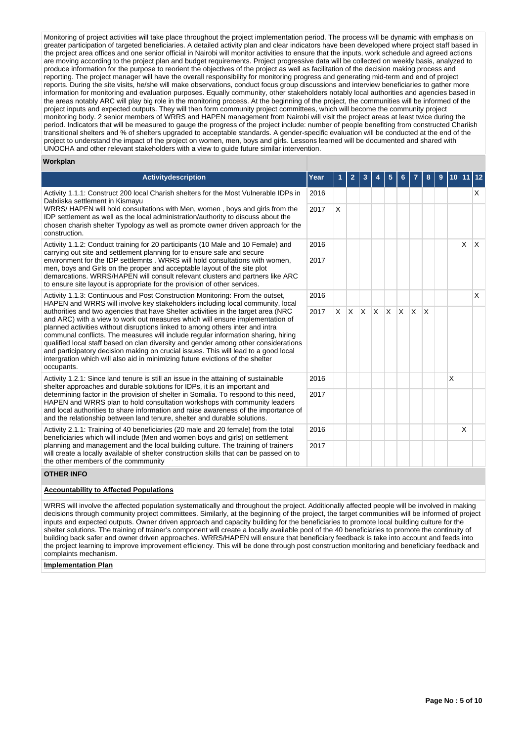Monitoring of project activities will take place throughout the project implementation period. The process will be dynamic with emphasis on greater participation of targeted beneficiaries. A detailed activity plan and clear indicators have been developed where project staff based in the project area offices and one senior official in Nairobi will monitor activities to ensure that the inputs, work schedule and agreed actions are moving according to the project plan and budget requirements. Project progressive data will be collected on weekly basis, analyzed to produce information for the purpose to reorient the objectives of the project as well as facilitation of the decision making process and reporting. The project manager will have the overall responsibility for monitoring progress and generating mid-term and end of project reports. During the site visits, he/she will make observations, conduct focus group discussions and interview beneficiaries to gather more information for monitoring and evaluation purposes. Equally community, other stakeholders notably local authorities and agencies based in the areas notably ARC will play big role in the monitoring process. At the beginning of the project, the communities will be informed of the project inputs and expected outputs. They will then form community project committees, which will become the community project monitoring body. 2 senior members of WRRS and HAPEN management from Nairobi will visit the project areas at least twice during the period. Indicators that will be measured to gauge the progress of the project include: number of people benefiting from constructed Chariish transitional shelters and % of shelters upgraded to acceptable standards. A gender-specific evaluation will be conducted at the end of the project to understand the impact of the project on women, men, boys and girls. Lessons learned will be documented and shared with UNOCHA and other relevant stakeholders with a view to guide future similar intervention.

**Workplan**

| Activitydescription | Year | 1 | 2 | 3 | 4 | 5 | 6 | 7 | 8 | 9 | 10 | 11 | 12 |
|---|---|---|---|---|---|---|---|---|---|---|---|---|---|
| Activity 1.1.1: Construct 200 local Charish shelters for the Most Vulnerable IDPs in Dalxiiska settlement in Kismayu<br>WRRS/ HAPEN will hold consultations with Men, women , boys and girls from the IDP settlement as well as the local administration/authority to discuss about the chosen charish shelter Typology as well as promote owner driven approach for the construction. | 2016 | | | | | | | | | | | | X |
| | 2017 | X | | | | | | | | | | | |
| Activity 1.1.2: Conduct training for 20 participants (10 Male and 10 Female) and carrying out site and settlement planning for to ensure safe and secure environment for the IDP settlemnts . WRRS will hold consultations with women, men, boys and Girls on the proper and acceptable layout of the site plot demarcations. WRRS/HAPEN will consult relevant clusters and partners like ARC to ensure site layout is appropriate for the provision of other services. | 2016 | | | | | | | | | | | X | X |
| | 2017 | | | | | | | | | | | | |
| Activity 1.1.3: Continuous and Post Construction Monitoring: From the outset, HAPEN and WRRS will involve key stakeholders including local community, local authorities and two agencies that have Shelter activities in the target area (NRC and ARC) with a view to work out measures which will ensure implementation of planned activities without disruptions linked to among others inter and intra communal conflicts. The measures will include regular information sharing, hiring qualified local staff based on clan diversity and gender among other considerations and participatory decision making on crucial issues. This will lead to a good local intergration which will also aid in minimizing future evictions of the shelter occupants. | 2016 | | | | | | | | | | | | X |
| | 2017 | X | X | X | X | X | X | X | X | | | | |
| Activity 1.2.1: Since land tenure is still an issue in the attaining of sustainable shelter approaches and durable solutions for IDPs, it is an important and determining factor in the provision of shelter in Somalia. To respond to this need, HAPEN and WRRS plan to hold consultation workshops with community leaders and local authorities to share information and raise awareness of the importance of and the relationship between land tenure, shelter and durable solutions. | 2016 | | | | | | | | | | X | | |
| | 2017 | | | | | | | | | | | | |
| Activity 2.1.1: Training of 40 beneficiaries (20 male and 20 female) from the total beneficiaries which will include (Men and women boys and girls) on settlement planning and management and the local building culture. The training of trainers will create a locally available of shelter construction skills that can be passed on to the other members of the commmunity | 2016 | | | | | | | | | | | X | |
| | 2017 | | | | | | | | | | | | |

**OTHER INFO**

**Accountability to Affected Populations**

WRRS will involve the affected population systematically and throughout the project. Additionally affected people will be involved in making decisions through community project committees. Similarly, at the beginning of the project, the target communities will be informed of project inputs and expected outputs. Owner driven approach and capacity building for the beneficiaries to promote local building culture for the shelter solutions. The training of trainer's component will create a locally available pool of the 40 beneficiaries to promote the continuity of building back safer and owner driven approaches. WRRS/HAPEN will ensure that beneficiary feedback is take into account and feeds into the project learning to improve improvement efficiency. This will be done through post construction monitoring and beneficiary feedback and complaints mechanism.

**Implementation Plan**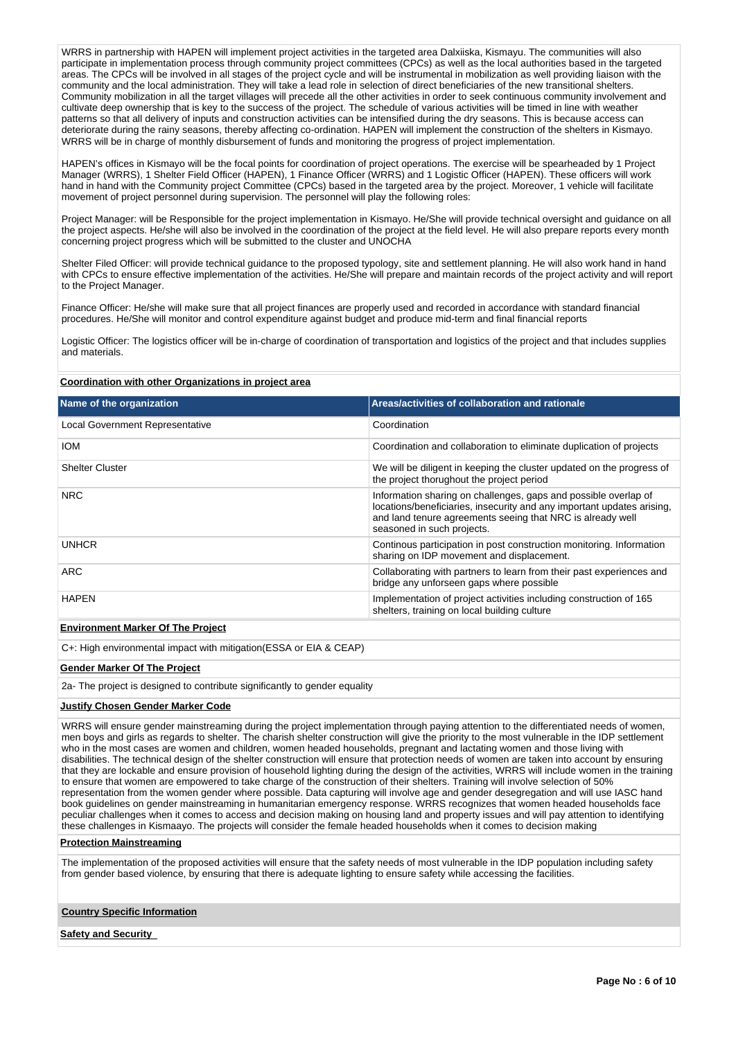WRRS in partnership with HAPEN will implement project activities in the targeted area Dalxiiska, Kismayu. The communities will also participate in implementation process through community project committees (CPCs) as well as the local authorities based in the targeted areas. The CPCs will be involved in all stages of the project cycle and will be instrumental in mobilization as well providing liaison with the community and the local administration. They will take a lead role in selection of direct beneficiaries of the new transitional shelters. Community mobilization in all the target villages will precede all the other activities in order to seek continuous community involvement and cultivate deep ownership that is key to the success of the project. The schedule of various activities will be timed in line with weather patterns so that all delivery of inputs and construction activities can be intensified during the dry seasons. This is because access can deteriorate during the rainy seasons, thereby affecting co-ordination. HAPEN will implement the construction of the shelters in Kismayo. WRRS will be in charge of monthly disbursement of funds and monitoring the progress of project implementation.

HAPEN's offices in Kismayo will be the focal points for coordination of project operations. The exercise will be spearheaded by 1 Project Manager (WRRS), 1 Shelter Field Officer (HAPEN), 1 Finance Officer (WRRS) and 1 Logistic Officer (HAPEN). These officers will work hand in hand with the Community project Committee (CPCs) based in the targeted area by the project. Moreover, 1 vehicle will facilitate movement of project personnel during supervision. The personnel will play the following roles:

Project Manager: will be Responsible for the project implementation in Kismayo. He/She will provide technical oversight and guidance on all the project aspects. He/she will also be involved in the coordination of the project at the field level. He will also prepare reports every month concerning project progress which will be submitted to the cluster and UNOCHA

Shelter Filed Officer: will provide technical guidance to the proposed typology, site and settlement planning. He will also work hand in hand with CPCs to ensure effective implementation of the activities. He/She will prepare and maintain records of the project activity and will report to the Project Manager.

Finance Officer: He/she will make sure that all project finances are properly used and recorded in accordance with standard financial procedures. He/She will monitor and control expenditure against budget and produce mid-term and final financial reports

Logistic Officer: The logistics officer will be in-charge of coordination of transportation and logistics of the project and that includes supplies and materials.

**Coordination with other Organizations in project area**

| Name of the organization | Areas/activities of collaboration and rationale |
|---|---|
| Local Government Representative | Coordination |
| IOM | Coordination and collaboration to eliminate duplication of projects |
| Shelter Cluster | We will be diligent in keeping the cluster updated on the progress of the project thorughout the project period |
| NRC | Information sharing on challenges, gaps and possible overlap of locations/beneficiaries, insecurity and any important updates arising, and land tenure agreements seeing that NRC is already well seasoned in such projects. |
| UNHCR | Continous participation in post construction monitoring. Information sharing on IDP movement and displacement. |
| ARC | Collaborating with partners to learn from their past experiences and bridge any unforseen gaps where possible |
| HAPEN | Implementation of project activities including construction of 165 shelters, training on local building culture |

**Environment Marker Of The Project**

C+: High environmental impact with mitigation(ESSA or EIA & CEAP)

**Gender Marker Of The Project**

2a- The project is designed to contribute significantly to gender equality

**Justify Chosen Gender Marker Code**

WRRS will ensure gender mainstreaming during the project implementation through paying attention to the differentiated needs of women, men boys and girls as regards to shelter. The charish shelter construction will give the priority to the most vulnerable in the IDP settlement who in the most cases are women and children, women headed households, pregnant and lactating women and those living with disabilities. The technical design of the shelter construction will ensure that protection needs of women are taken into account by ensuring that they are lockable and ensure provision of household lighting during the design of the activities, WRRS will include women in the training to ensure that women are empowered to take charge of the construction of their shelters. Training will involve selection of 50% representation from the women gender where possible. Data capturing will involve age and gender desegregation and will use IASC hand book guidelines on gender mainstreaming in humanitarian emergency response. WRRS recognizes that women headed households face peculiar challenges when it comes to access and decision making on housing land and property issues and will pay attention to identifying these challenges in Kismaayo. The projects will consider the female headed households when it comes to decision making

**Protection Mainstreaming**

The implementation of the proposed activities will ensure that the safety needs of most vulnerable in the IDP population including safety from gender based violence, by ensuring that there is adequate lighting to ensure safety while accessing the facilities.

**Country Specific Information**

**Safety and Security**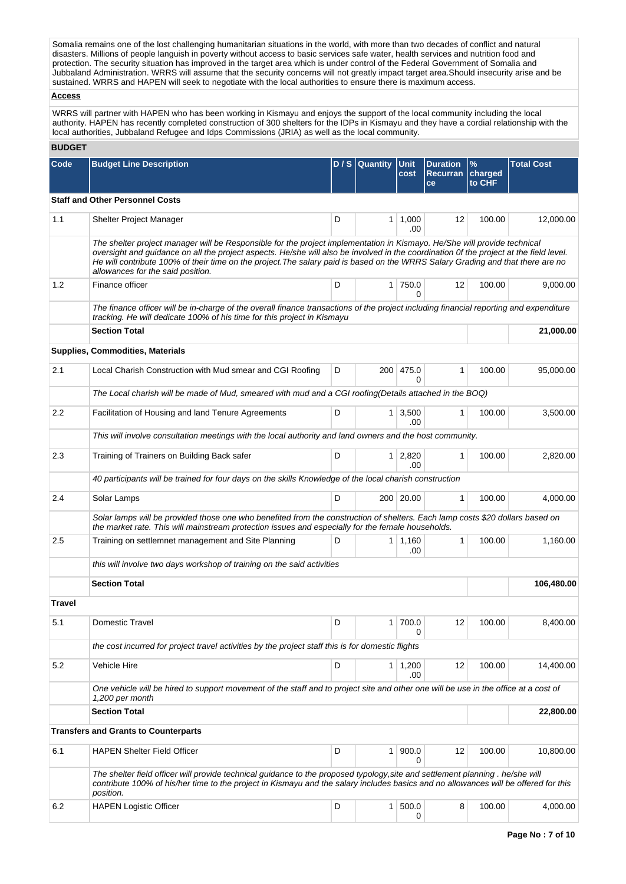Somalia remains one of the lost challenging humanitarian situations in the world, with more than two decades of conflict and natural disasters. Millions of people languish in poverty without access to basic services safe water, health services and nutrition food and protection. The security situation has improved in the target area which is under control of the Federal Government of Somalia and Jubbaland Administration. WRRS will assume that the security concerns will not greatly impact target area.Should insecurity arise and be sustained. WRRS and HAPEN will seek to negotiate with the local authorities to ensure there is maximum access.

**Access**

WRRS will partner with HAPEN who has been working in Kismayu and enjoys the support of the local community including the local authority. HAPEN has recently completed construction of 300 shelters for the IDPs in Kismayu and they have a cordial relationship with the local authorities, Jubbaland Refugee and Idps Commissions (JRIA) as well as the local community.

## BUDGET

| Code | Budget Line Description | D / S | Quantity | Unit cost | Duration Recurrance | % charged to CHF | Total Cost |
|---|---|---|---|---|---|---|---|
| **Staff and Other Personnel Costs** | | | | | | | |
| 1.1 | Shelter Project Manager | D | 1 | 1,000.00 | 12 | 100.00 | 12,000.00 |
| | *The shelter project manager will be Responsible for the project implementation in Kismayo. He/She will provide technical oversight and guidance on all the project aspects. He/she will also be involved in the coordination 0f the project at the field level. He will contribute 100% of their time on the project.The salary paid is based on the WRRS Salary Grading and that there are no allowances for the said position.* | | | | | | |
| 1.2 | Finance officer | D | 1 | 750.00 | 12 | 100.00 | 9,000.00 |
| | *The finance officer will be in-charge of the overall finance transactions of the project including financial reporting and expenditure tracking. He will dedicate 100% of his time for this project in Kismayu* | | | | | | |
| | **Section Total** | | | | | | **21,000.00** |
| **Supplies, Commodities, Materials** | | | | | | | |
| 2.1 | Local Charish Construction with Mud smear and CGI Roofing | D | 200 | 475.00 | 1 | 100.00 | 95,000.00 |
| | *The Local charish will be made of Mud, smeared with mud and a CGI roofing(Details attached in the BOQ)* | | | | | | |
| 2.2 | Facilitation of Housing and land Tenure Agreements | D | 1 | 3,500.00 | 1 | 100.00 | 3,500.00 |
| | *This will involve consultation meetings with the local authority and land owners and the host community.* | | | | | | |
| 2.3 | Training of Trainers on Building Back safer | D | 1 | 2,820.00 | 1 | 100.00 | 2,820.00 |
| | *40 participants will be trained for four days on the skills Knowledge of the local charish construction* | | | | | | |
| 2.4 | Solar Lamps | D | 200 | 20.00 | 1 | 100.00 | 4,000.00 |
| | *Solar lamps will be provided those one who benefited from the construction of shelters. Each lamp costs $20 dollars based on the market rate. This will mainstream protection issues and especially for the female households.* | | | | | | |
| 2.5 | Training on settlemnet management and Site Planning | D | 1 | 1,160.00 | 1 | 100.00 | 1,160.00 |
| | *this will involve two days workshop of training on the said activities* | | | | | | |
| | **Section Total** | | | | | | **106,480.00** |
| **Travel** | | | | | | | |
| 5.1 | Domestic Travel | D | 1 | 700.00 | 12 | 100.00 | 8,400.00 |
| | *the cost incurred for project travel activities by the project staff this is for domestic flights* | | | | | | |
| 5.2 | Vehicle Hire | D | 1 | 1,200.00 | 12 | 100.00 | 14,400.00 |
| | *One vehicle will be hired to support movement of the staff and to project site and other one will be use in the office at a cost of 1,200 per month* | | | | | | |
| | **Section Total** | | | | | | **22,800.00** |
| **Transfers and Grants to Counterparts** | | | | | | | |
| 6.1 | HAPEN Shelter Field Officer | D | 1 | 900.00 | 12 | 100.00 | 10,800.00 |
| | *The shelter field officer will provide technical guidance to the proposed typology,site and settlement planning . he/she will contribute 100% of his/her time to the project in Kismayu and the salary includes basics and no allowances will be offered for this position.* | | | | | | |
| 6.2 | HAPEN Logistic Officer | D | 1 | 500.00 | 8 | 100.00 | 4,000.00 |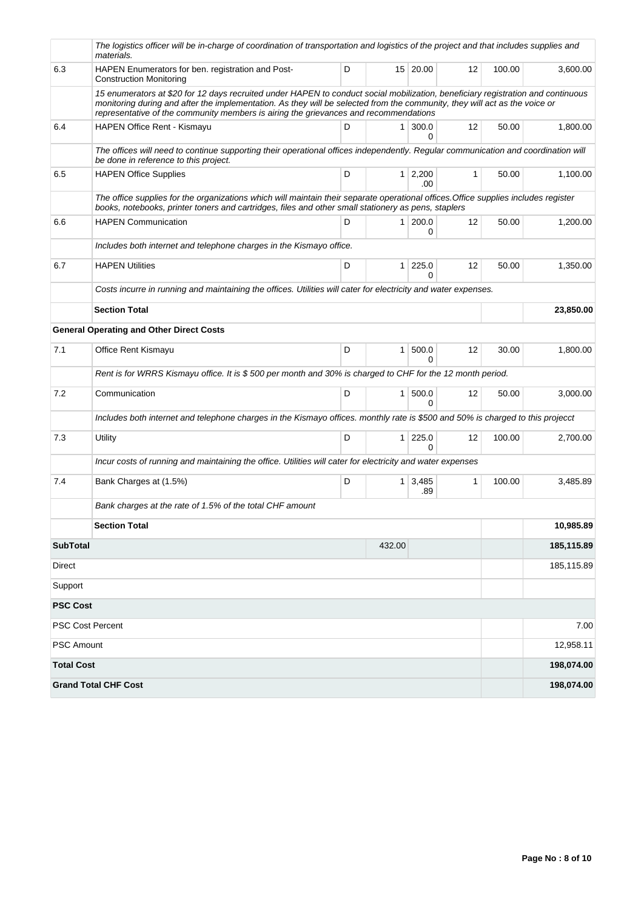| | | | | | | | |
|---|---|---|---|---|---|---|---|
| | *The logistics officer will be in-charge of coordination of transportation and logistics of the project and that includes supplies and materials.* | | | | | | |
| 6.3 | HAPEN Enumerators for ben. registration and Post-Construction Monitoring | D | 15 | 20.00 | 12 | 100.00 | 3,600.00 |
| | *15 enumerators at $20 for 12 days recruited under HAPEN to conduct social mobilization, beneficiary registration and continuous monitoring during and after the implementation. As they will be selected from the community, they will act as the voice or representative of the community members is airing the grievances and recommendations* | | | | | | |
| 6.4 | HAPEN Office Rent - Kismayu | D | 1 | 300.00 | 12 | 50.00 | 1,800.00 |
| | *The offices will need to continue supporting their operational offices independently. Regular communication and coordination will be done in reference to this project.* | | | | | | |
| 6.5 | HAPEN Office Supplies | D | 1 | 2,200.00 | 1 | 50.00 | 1,100.00 |
| | *The office supplies for the organizations which will maintain their separate operational offices.Office supplies includes register books, notebooks, printer toners and cartridges, files and other small stationery as pens, staplers* | | | | | | |
| 6.6 | HAPEN Communication | D | 1 | 200.00 | 12 | 50.00 | 1,200.00 |
| | *Includes both internet and telephone charges in the Kismayo office.* | | | | | | |
| 6.7 | HAPEN Utilities | D | 1 | 225.00 | 12 | 50.00 | 1,350.00 |
| | *Costs incurre in running and maintaining the offices. Utilities will cater for electricity and water expenses.* | | | | | | |
| | **Section Total** | | | | | | **23,850.00** |
| | **General Operating and Other Direct Costs** | | | | | | |
| 7.1 | Office Rent Kismayu | D | 1 | 500.00 | 12 | 30.00 | 1,800.00 |
| | *Rent is for WRRS Kismayu office. It is $ 500 per month and 30% is charged to CHF for the 12 month period.* | | | | | | |
| 7.2 | Communication | D | 1 | 500.00 | 12 | 50.00 | 3,000.00 |
| | *Includes both internet and telephone charges in the Kismayo offices. monthly rate is $500 and 50% is charged to this projecct* | | | | | | |
| 7.3 | Utility | D | 1 | 225.00 | 12 | 100.00 | 2,700.00 |
| | *Incur costs of running and maintaining the office. Utilities will cater for electricity and water expenses* | | | | | | |
| 7.4 | Bank Charges at (1.5%) | D | 1 | 3,485.89 | 1 | 100.00 | 3,485.89 |
| | *Bank charges at the rate of 1.5% of the total CHF amount* | | | | | | |
| | **Section Total** | | | | | | **10,985.89** |
| **SubTotal** | | | 432.00 | | | | **185,115.89** |
| Direct | | | | | | | 185,115.89 |
| Support | | | | | | | |
| **PSC Cost** | | | | | | | |
| PSC Cost Percent | | | | | | | 7.00 |
| PSC Amount | | | | | | | 12,958.11 |
| **Total Cost** | | | | | | | **198,074.00** |
| **Grand Total CHF Cost** | | | | | | | **198,074.00** |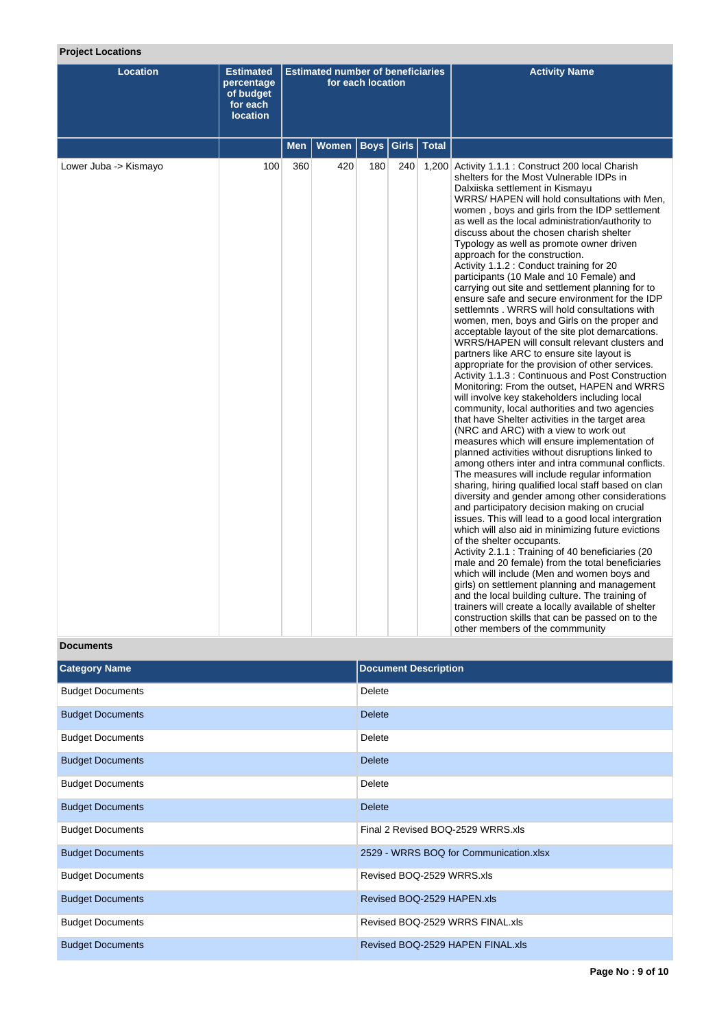### Project Locations

| Location | Estimated percentage of budget for each location | Estimated number of beneficiaries for each location | | | | | Activity Name |
|---|---|---|---|---|---|---|---|
| | | Men | Women | Boys | Girls | Total | |
| Lower Juba -> Kismayo | 100 | 360 | 420 | 180 | 240 | 1,200 | Activity 1.1.1 : Construct 200 local Charish shelters for the Most Vulnerable IDPs in Dalxiiska settlement in Kismayu WRRS/ HAPEN will hold consultations with Men, women , boys and girls from the IDP settlement as well as the local administration/authority to discuss about the chosen charish shelter Typology as well as promote owner driven approach for the construction. Activity 1.1.2 : Conduct training for 20 participants (10 Male and 10 Female) and carrying out site and settlement planning for to ensure safe and secure environment for the IDP settlemnts . WRRS will hold consultations with women, men, boys and Girls on the proper and acceptable layout of the site plot demarcations. WRRS/HAPEN will consult relevant clusters and partners like ARC to ensure site layout is appropriate for the provision of other services. Activity 1.1.3 : Continuous and Post Construction Monitoring: From the outset, HAPEN and WRRS will involve key stakeholders including local community, local authorities and two agencies that have Shelter activities in the target area (NRC and ARC) with a view to work out measures which will ensure implementation of planned activities without disruptions linked to among others inter and intra communal conflicts. The measures will include regular information sharing, hiring qualified local staff based on clan diversity and gender among other considerations and participatory decision making on crucial issues. This will lead to a good local intergration which will also aid in minimizing future evictions of the shelter occupants. Activity 2.1.1 : Training of 40 beneficiaries (20 male and 20 female) from the total beneficiaries which will include (Men and women boys and girls) on settlement planning and management and the local building culture. The training of trainers will create a locally available of shelter construction skills that can be passed on to the other members of the commmunity |

### Documents

| Category Name | Document Description |
|---|---|
| Budget Documents | Delete |
| Budget Documents | Delete |
| Budget Documents | Delete |
| Budget Documents | Delete |
| Budget Documents | Delete |
| Budget Documents | Delete |
| Budget Documents | Final 2 Revised BOQ-2529 WRRS.xls |
| Budget Documents | 2529 - WRRS BOQ for Communication.xlsx |
| Budget Documents | Revised BOQ-2529 WRRS.xls |
| Budget Documents | Revised BOQ-2529 HAPEN.xls |
| Budget Documents | Revised BOQ-2529 WRRS FINAL.xls |
| Budget Documents | Revised BOQ-2529 HAPEN FINAL.xls |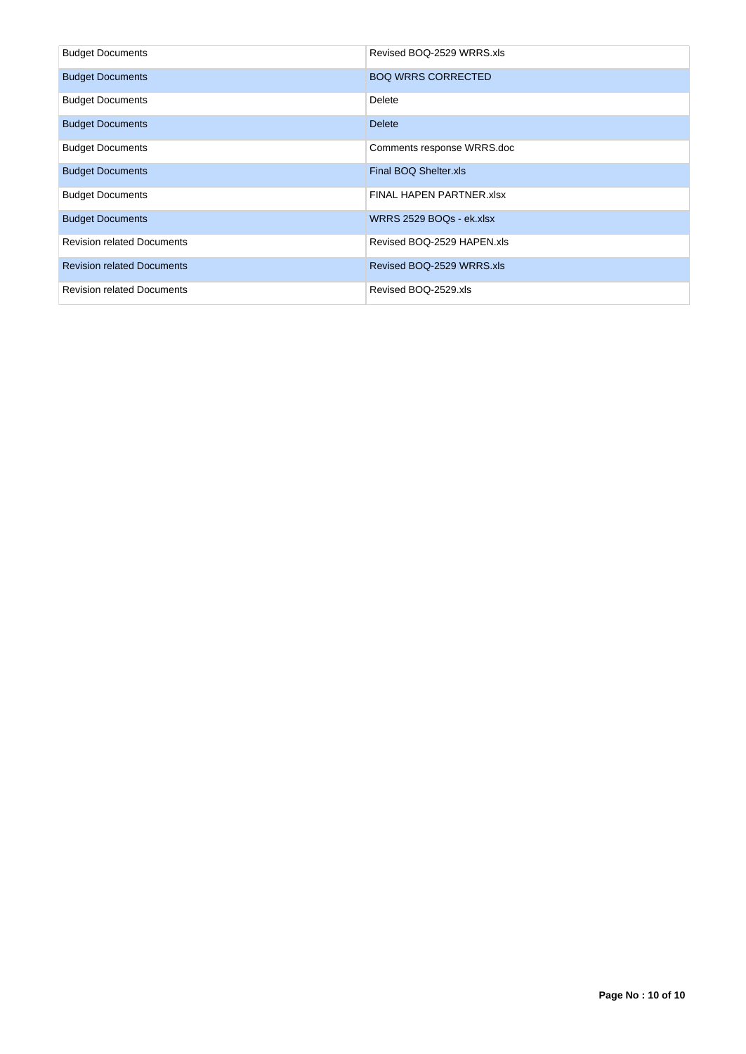| | |
|---|---|
| Budget Documents | Revised BOQ-2529 WRRS.xls |
| Budget Documents | BOQ WRRS CORRECTED |
| Budget Documents | Delete |
| Budget Documents | Delete |
| Budget Documents | Comments response WRRS.doc |
| Budget Documents | Final BOQ Shelter.xls |
| Budget Documents | FINAL HAPEN PARTNER.xlsx |
| Budget Documents | WRRS 2529 BOQs - ek.xlsx |
| Revision related Documents | Revised BOQ-2529 HAPEN.xls |
| Revision related Documents | Revised BOQ-2529 WRRS.xls |
| Revision related Documents | Revised BOQ-2529.xls |